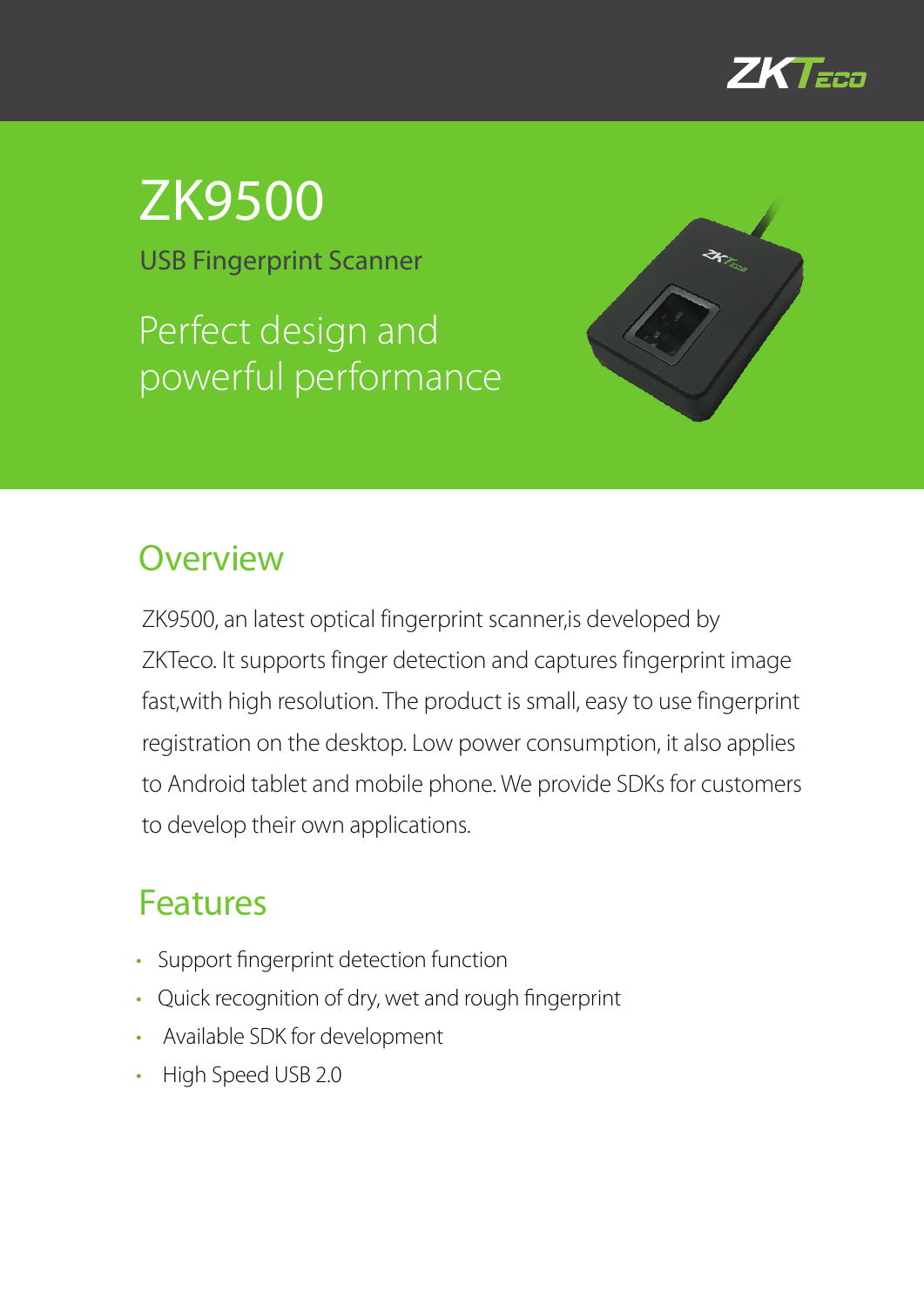# ZK9500

USB Fingerprint Scanner

Perfect design and powerful performance

## Overview

ZK9500, an latest optical fingerprint scanner,is developed by ZKTeco. It supports finger detection and captures fingerprint image fast,with high resolution. The product is small, easy to use fingerprint registration on the desktop. Low power consumption, it also applies to Android tablet and mobile phone. We provide SDKs for customers to develop their own applications.

## Features

- Support fingerprint detection function
- Quick recognition of dry, wet and rough fingerprint
- Available SDK for development
- High Speed USB 2.0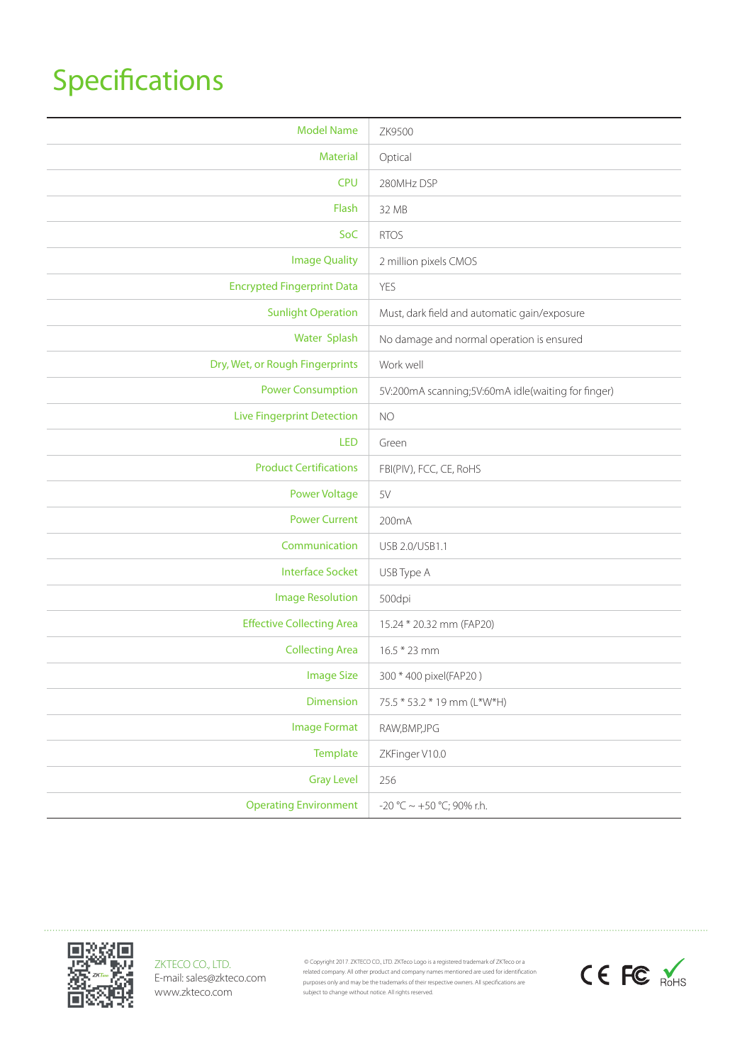# Specifications

| | |
|---|---|
| Model Name | ZK9500 |
| Material | Optical |
| CPU | 280MHz DSP |
| Flash | 32 MB |
| SoC | RTOS |
| Image Quality | 2 million pixels CMOS |
| Encrypted Fingerprint Data | YES |
| Sunlight Operation | Must, dark field and automatic gain/exposure |
| Water Splash | No damage and normal operation is ensured |
| Dry, Wet, or Rough Fingerprints | Work well |
| Power Consumption | 5V:200mA scanning;5V:60mA idle(waiting for finger) |
| Live Fingerprint Detection | NO |
| LED | Green |
| Product Certifications | FBI(PIV), FCC, CE, RoHS |
| Power Voltage | 5V |
| Power Current | 200mA |
| Communication | USB 2.0/USB1.1 |
| Interface Socket | USB Type A |
| Image Resolution | 500dpi |
| Effective Collecting Area | 15.24 * 20.32 mm (FAP20) |
| Collecting Area | 16.5 * 23 mm |
| Image Size | 300 * 400 pixel(FAP20 ) |
| Dimension | 75.5 * 53.2 * 19 mm (L*W*H) |
| Image Format | RAW,BMP,JPG |
| Template | ZKFinger V10.0 |
| Gray Level | 256 |
| Operating Environment | -20 °C ~ +50 °C; 90% r.h. |

ZKTECO CO., LTD.
E-mail: sales@zkteco.com
www.zkteco.com

© Copyright 2017. ZKTECO CO., LTD. ZKTeco Logo is a registered trademark of ZKTeco or a related company. All other product and company names mentioned are used for identification purposes only and may be the trademarks of their respective owners. All specifications are subject to change without notice. All rights reserved.

CE FC RoHS